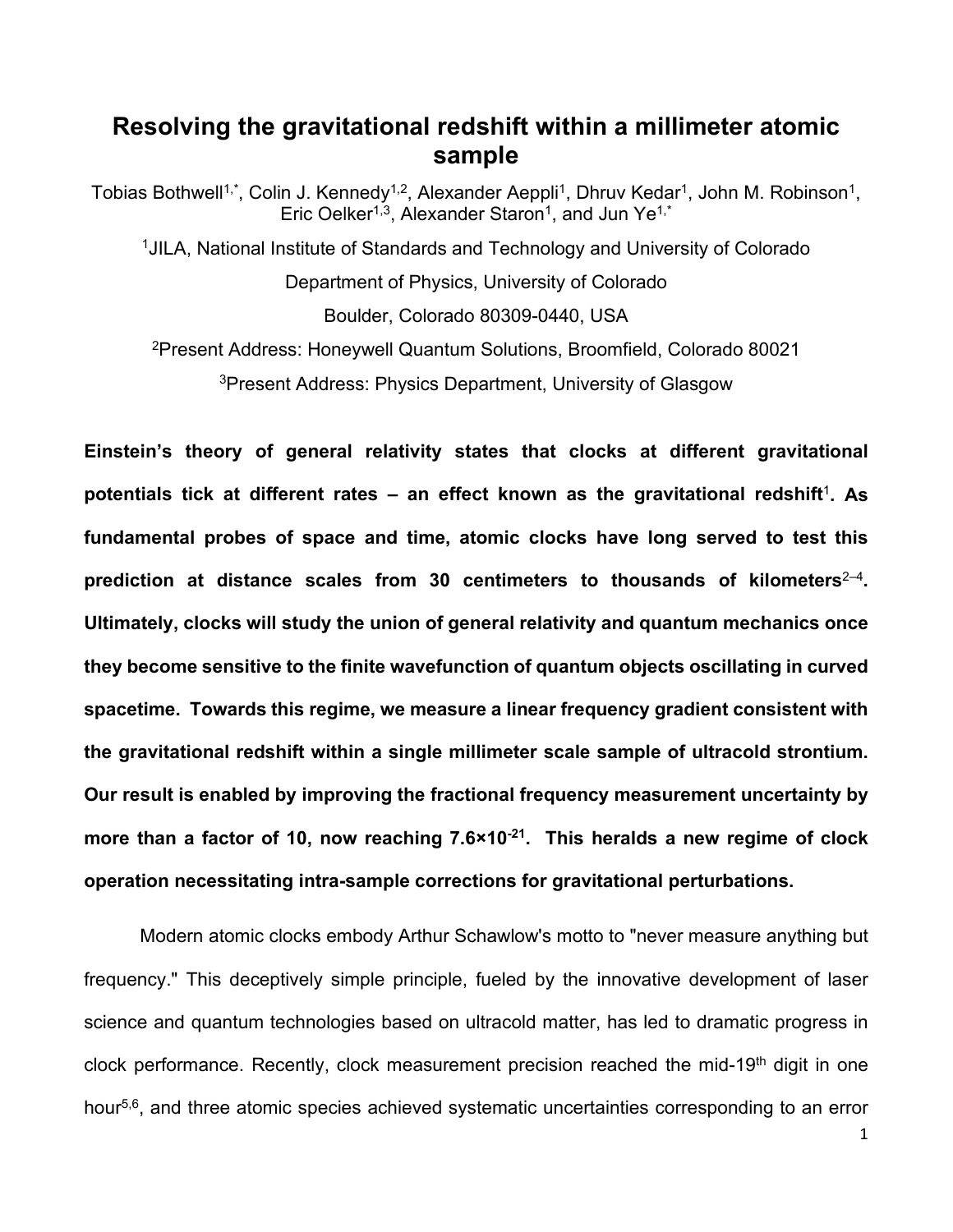# Resolving the gravitational redshift within a millimeter atomic sample

Tobias Bothwell[1,*], Colin J. Kennedy[1,2], Alexander Aeppli[1], Dhruv Kedar[1], John M. Robinson[1], Eric Oelker[1,3], Alexander Staron[1], and Jun Ye[1,*]

[1]JILA, National Institute of Standards and Technology and University of Colorado

Department of Physics, University of Colorado

Boulder, Colorado 80309-0440, USA

[2]Present Address: Honeywell Quantum Solutions, Broomfield, Colorado 80021

[3]Present Address: Physics Department, University of Glasgow

**Einstein's theory of general relativity states that clocks at different gravitational potentials tick at different rates – an effect known as the gravitational redshift[1]. As fundamental probes of space and time, atomic clocks have long served to test this prediction at distance scales from 30 centimeters to thousands of kilometers[2–4]. Ultimately, clocks will study the union of general relativity and quantum mechanics once they become sensitive to the finite wavefunction of quantum objects oscillating in curved spacetime. Towards this regime, we measure a linear frequency gradient consistent with the gravitational redshift within a single millimeter scale sample of ultracold strontium. Our result is enabled by improving the fractional frequency measurement uncertainty by more than a factor of 10, now reaching $7.6\times10^{-21}$. This heralds a new regime of clock operation necessitating intra-sample corrections for gravitational perturbations.**

Modern atomic clocks embody Arthur Schawlow's motto to "never measure anything but frequency." This deceptively simple principle, fueled by the innovative development of laser science and quantum technologies based on ultracold matter, has led to dramatic progress in clock performance. Recently, clock measurement precision reached the mid-19th digit in one hour[5,6], and three atomic species achieved systematic uncertainties corresponding to an error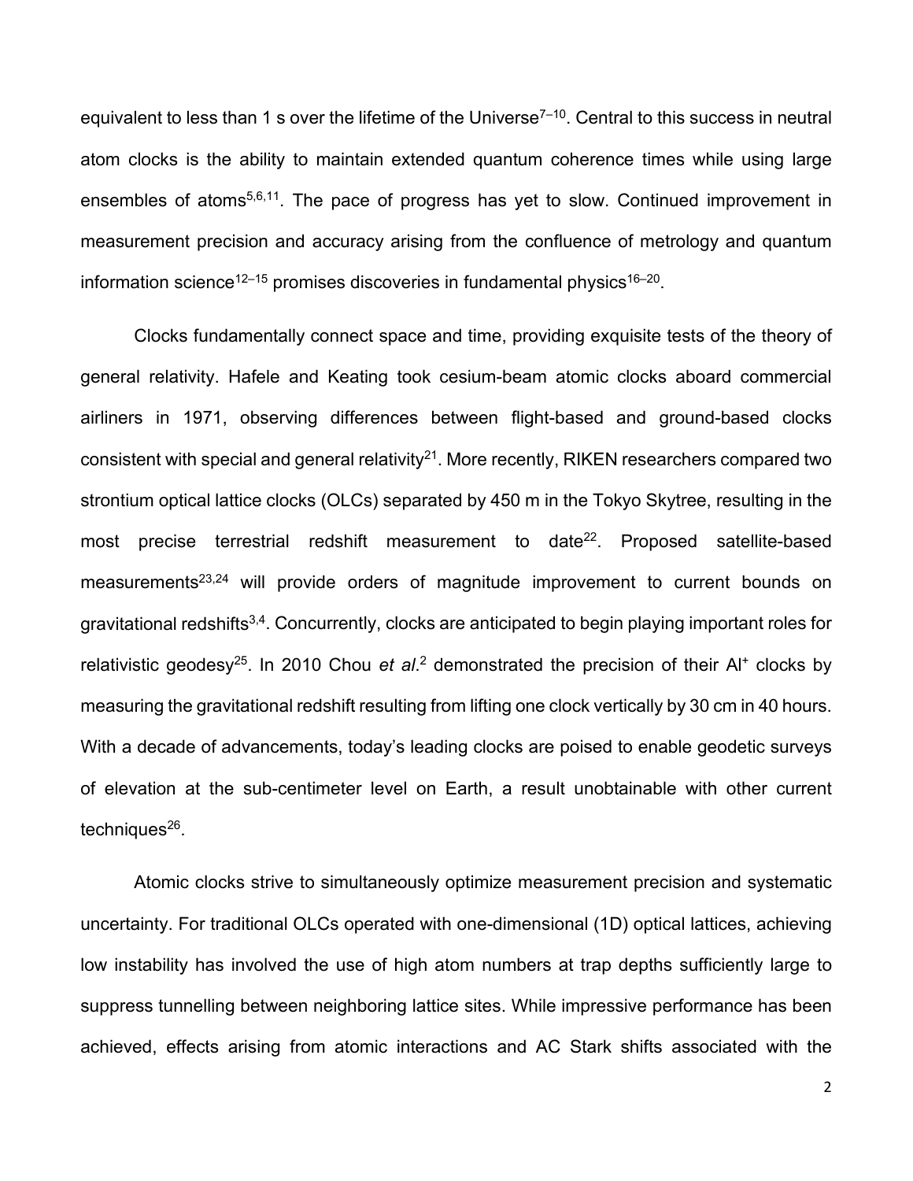equivalent to less than 1 s over the lifetime of the Universe[7–10]. Central to this success in neutral atom clocks is the ability to maintain extended quantum coherence times while using large ensembles of atoms[5,6,11]. The pace of progress has yet to slow. Continued improvement in measurement precision and accuracy arising from the confluence of metrology and quantum information science[12–15] promises discoveries in fundamental physics[16–20].

Clocks fundamentally connect space and time, providing exquisite tests of the theory of general relativity. Hafele and Keating took cesium-beam atomic clocks aboard commercial airliners in 1971, observing differences between flight-based and ground-based clocks consistent with special and general relativity[21]. More recently, RIKEN researchers compared two strontium optical lattice clocks (OLCs) separated by 450 m in the Tokyo Skytree, resulting in the most precise terrestrial redshift measurement to date[22]. Proposed satellite-based measurements[23,24] will provide orders of magnitude improvement to current bounds on gravitational redshifts[3,4]. Concurrently, clocks are anticipated to begin playing important roles for relativistic geodesy[25]. In 2010 Chou *et al*.[2] demonstrated the precision of their $Al^+$ clocks by measuring the gravitational redshift resulting from lifting one clock vertically by 30 cm in 40 hours. With a decade of advancements, today's leading clocks are poised to enable geodetic surveys of elevation at the sub-centimeter level on Earth, a result unobtainable with other current techniques[26].

Atomic clocks strive to simultaneously optimize measurement precision and systematic uncertainty. For traditional OLCs operated with one-dimensional (1D) optical lattices, achieving low instability has involved the use of high atom numbers at trap depths sufficiently large to suppress tunnelling between neighboring lattice sites. While impressive performance has been achieved, effects arising from atomic interactions and AC Stark shifts associated with the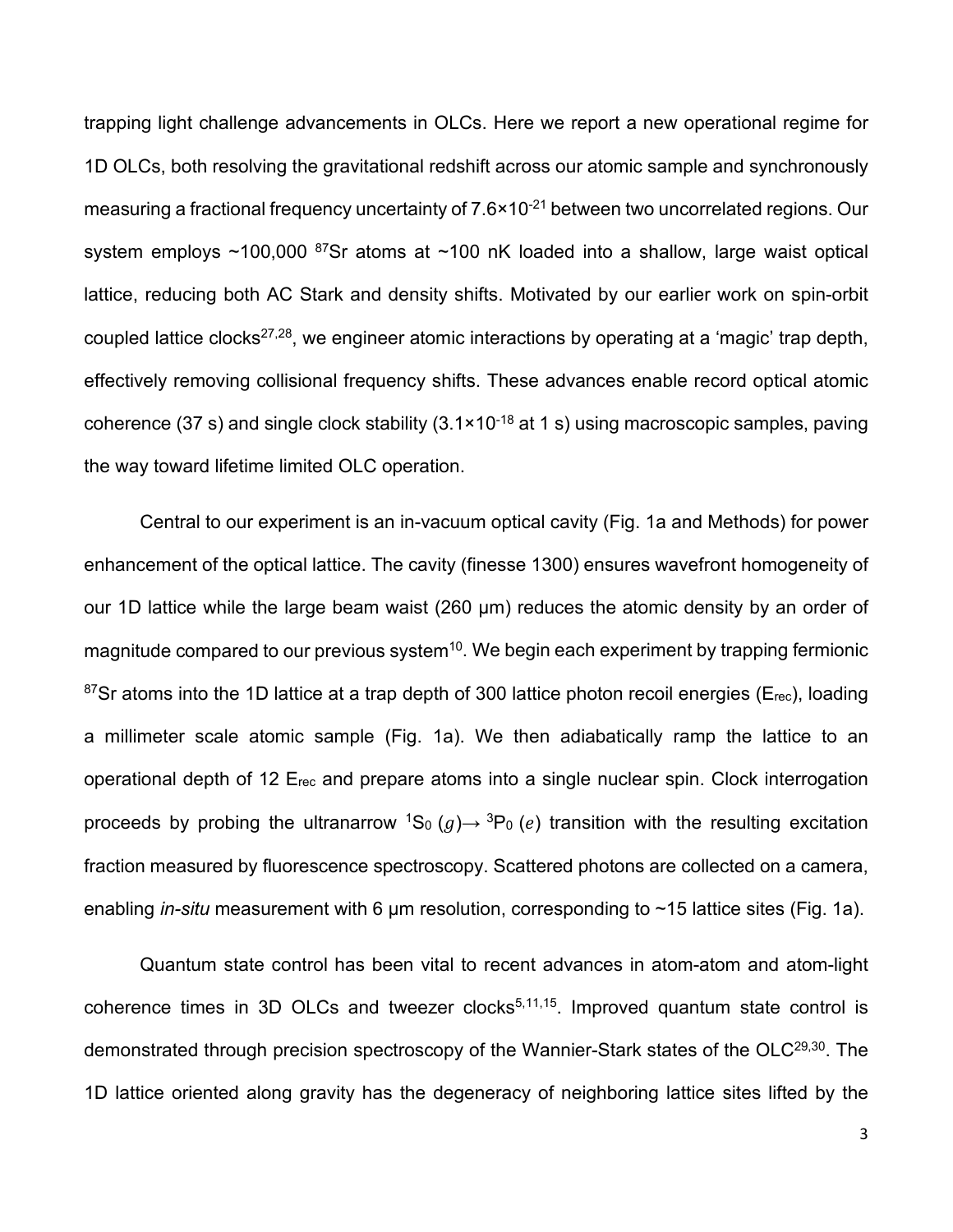trapping light challenge advancements in OLCs. Here we report a new operational regime for 1D OLCs, both resolving the gravitational redshift across our atomic sample and synchronously measuring a fractional frequency uncertainty of $7.6\times10^{-21}$ between two uncorrelated regions. Our system employs ~100,000 $^{87}$Sr atoms at ~100 nK loaded into a shallow, large waist optical lattice, reducing both AC Stark and density shifts. Motivated by our earlier work on spin-orbit coupled lattice clocks[27,28], we engineer atomic interactions by operating at a 'magic' trap depth, effectively removing collisional frequency shifts. These advances enable record optical atomic coherence (37 s) and single clock stability ($3.1\times10^{-18}$ at 1 s) using macroscopic samples, paving the way toward lifetime limited OLC operation.

Central to our experiment is an in-vacuum optical cavity (Fig. 1a and Methods) for power enhancement of the optical lattice. The cavity (finesse 1300) ensures wavefront homogeneity of our 1D lattice while the large beam waist (260 μm) reduces the atomic density by an order of magnitude compared to our previous system[10]. We begin each experiment by trapping fermionic $^{87}$Sr atoms into the 1D lattice at a trap depth of 300 lattice photon recoil energies ($E_{rec}$), loading a millimeter scale atomic sample (Fig. 1a). We then adiabatically ramp the lattice to an operational depth of 12 $E_{rec}$ and prepare atoms into a single nuclear spin. Clock interrogation proceeds by probing the ultranarrow $^1S_0$ $(g)\rightarrow$ $^3P_0$ $(e)$ transition with the resulting excitation fraction measured by fluorescence spectroscopy. Scattered photons are collected on a camera, enabling *in-situ* measurement with 6 μm resolution, corresponding to ~15 lattice sites (Fig. 1a).

Quantum state control has been vital to recent advances in atom-atom and atom-light coherence times in 3D OLCs and tweezer clocks[5,11,15]. Improved quantum state control is demonstrated through precision spectroscopy of the Wannier-Stark states of the OLC[29,30]. The 1D lattice oriented along gravity has the degeneracy of neighboring lattice sites lifted by the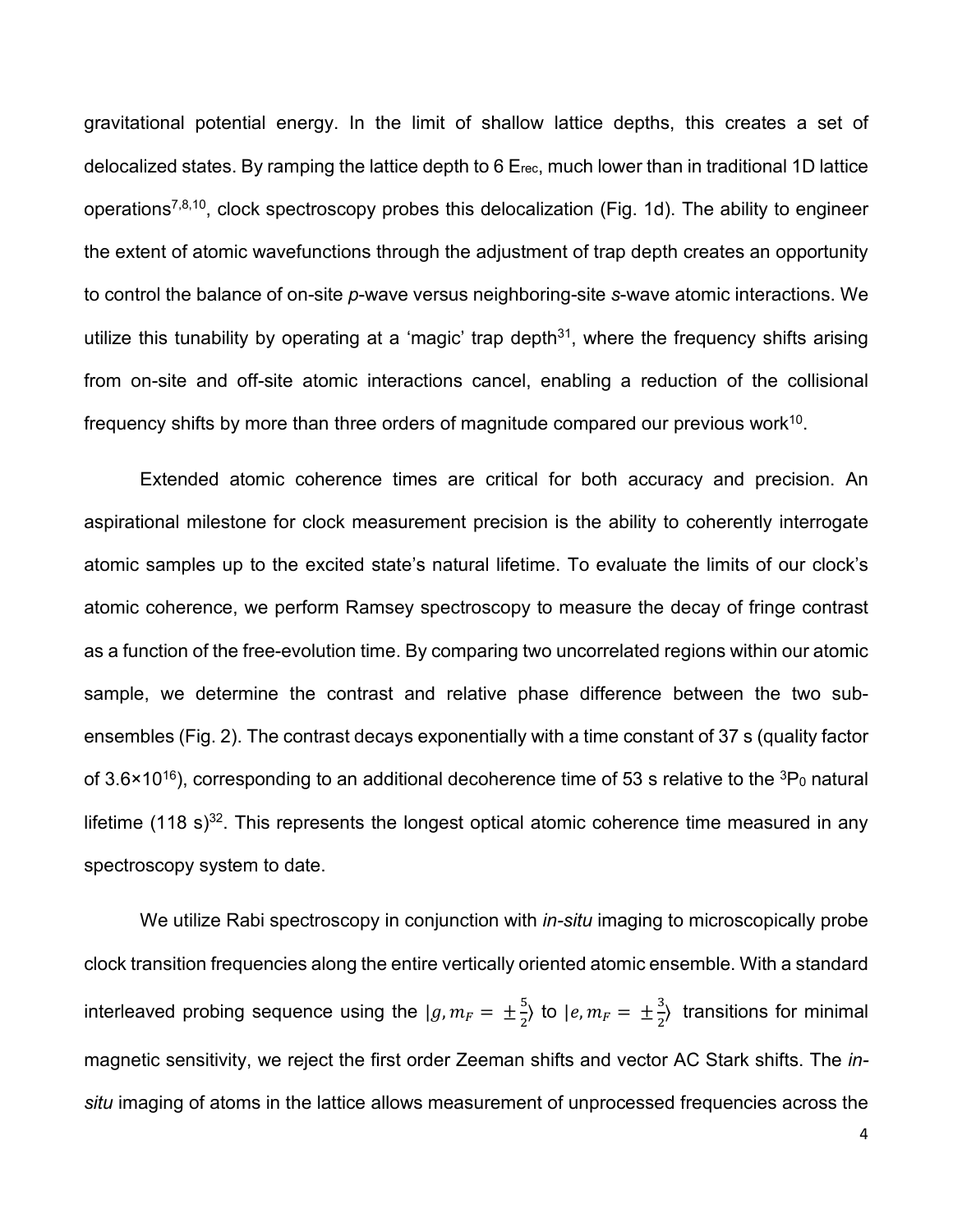gravitational potential energy. In the limit of shallow lattice depths, this creates a set of delocalized states. By ramping the lattice depth to 6 $E_{rec}$, much lower than in traditional 1D lattice operations[7,8,10], clock spectroscopy probes this delocalization (Fig. 1d). The ability to engineer the extent of atomic wavefunctions through the adjustment of trap depth creates an opportunity to control the balance of on-site *p*-wave versus neighboring-site *s*-wave atomic interactions. We utilize this tunability by operating at a 'magic' trap depth[31], where the frequency shifts arising from on-site and off-site atomic interactions cancel, enabling a reduction of the collisional frequency shifts by more than three orders of magnitude compared our previous work[10].

Extended atomic coherence times are critical for both accuracy and precision. An aspirational milestone for clock measurement precision is the ability to coherently interrogate atomic samples up to the excited state's natural lifetime. To evaluate the limits of our clock's atomic coherence, we perform Ramsey spectroscopy to measure the decay of fringe contrast as a function of the free-evolution time. By comparing two uncorrelated regions within our atomic sample, we determine the contrast and relative phase difference between the two sub-ensembles (Fig. 2). The contrast decays exponentially with a time constant of 37 s (quality factor of $3.6\times10^{16}$), corresponding to an additional decoherence time of 53 s relative to the $^3P_0$ natural lifetime (118 s)[32]. This represents the longest optical atomic coherence time measured in any spectroscopy system to date.

We utilize Rabi spectroscopy in conjunction with *in-situ* imaging to microscopically probe clock transition frequencies along the entire vertically oriented atomic ensemble. With a standard interleaved probing sequence using the $|g, m_F = \pm\frac{5}{2}\rangle$ to $|e, m_F = \pm\frac{3}{2}\rangle$ transitions for minimal magnetic sensitivity, we reject the first order Zeeman shifts and vector AC Stark shifts. The *in-situ* imaging of atoms in the lattice allows measurement of unprocessed frequencies across the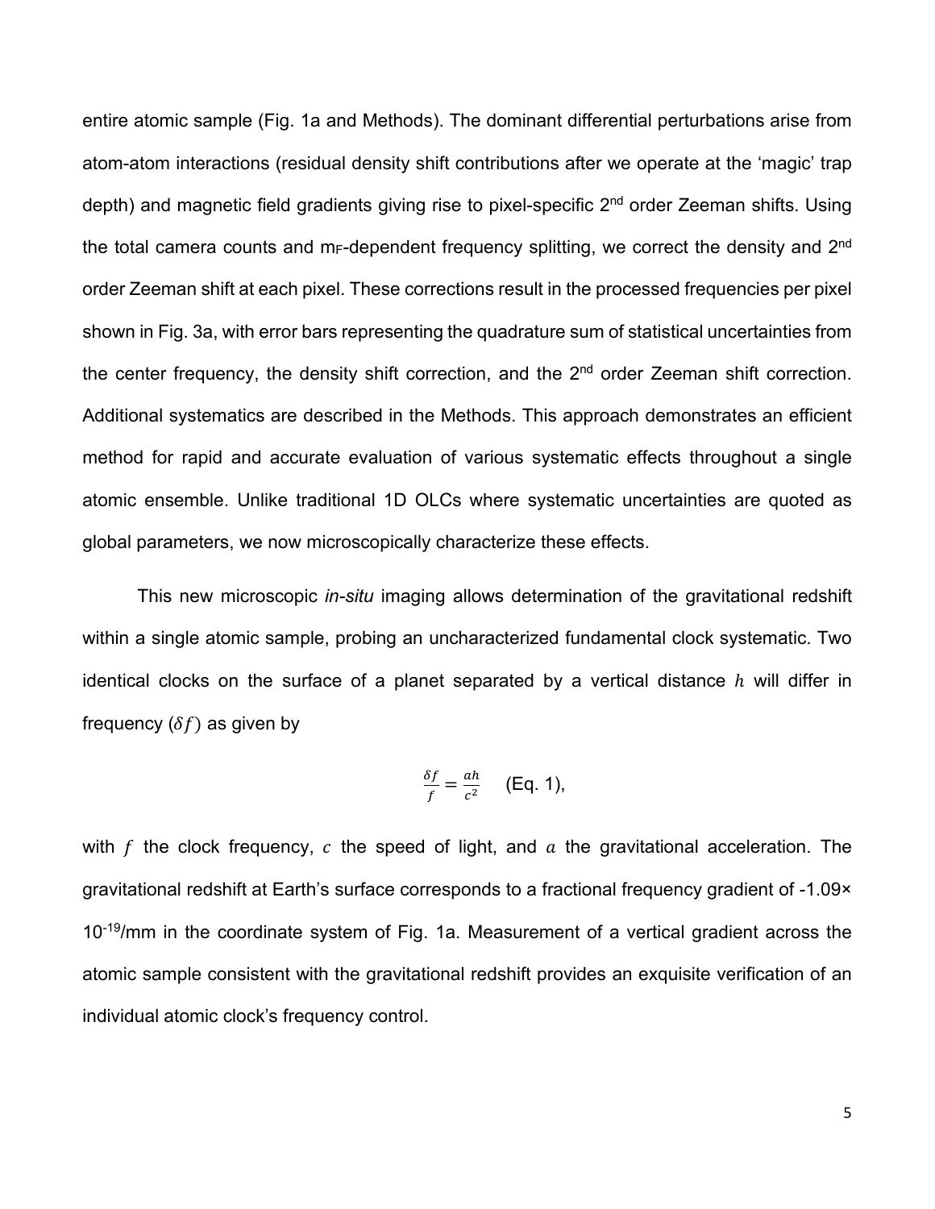entire atomic sample (Fig. 1a and Methods). The dominant differential perturbations arise from atom-atom interactions (residual density shift contributions after we operate at the 'magic' trap depth) and magnetic field gradients giving rise to pixel-specific 2nd order Zeeman shifts. Using the total camera counts and $m_F$-dependent frequency splitting, we correct the density and 2nd order Zeeman shift at each pixel. These corrections result in the processed frequencies per pixel shown in Fig. 3a, with error bars representing the quadrature sum of statistical uncertainties from the center frequency, the density shift correction, and the 2nd order Zeeman shift correction. Additional systematics are described in the Methods. This approach demonstrates an efficient method for rapid and accurate evaluation of various systematic effects throughout a single atomic ensemble. Unlike traditional 1D OLCs where systematic uncertainties are quoted as global parameters, we now microscopically characterize these effects.

This new microscopic *in-situ* imaging allows determination of the gravitational redshift within a single atomic sample, probing an uncharacterized fundamental clock systematic. Two identical clocks on the surface of a planet separated by a vertical distance $h$ will differ in frequency ($\delta f$) as given by

$$\frac{\delta f}{f} = \frac{ah}{c^2} \quad \text{(Eq. 1)},$$

with $f$ the clock frequency, $c$ the speed of light, and $a$ the gravitational acceleration. The gravitational redshift at Earth's surface corresponds to a fractional frequency gradient of $-1.09 \times 10^{-19}$/mm in the coordinate system of Fig. 1a. Measurement of a vertical gradient across the atomic sample consistent with the gravitational redshift provides an exquisite verification of an individual atomic clock's frequency control.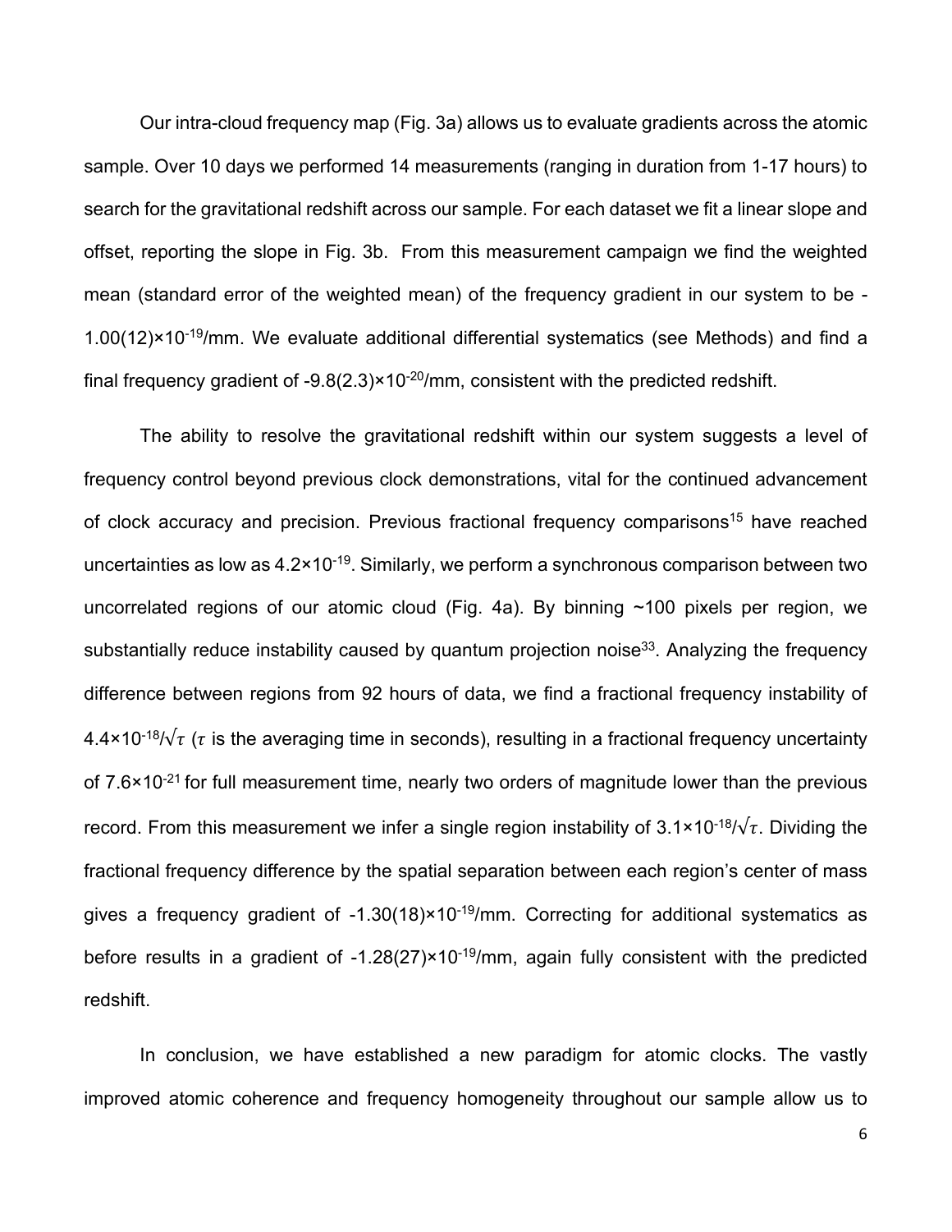Our intra-cloud frequency map (Fig. 3a) allows us to evaluate gradients across the atomic sample. Over 10 days we performed 14 measurements (ranging in duration from 1-17 hours) to search for the gravitational redshift across our sample. For each dataset we fit a linear slope and offset, reporting the slope in Fig. 3b. From this measurement campaign we find the weighted mean (standard error of the weighted mean) of the frequency gradient in our system to be $-1.00(12)\times10^{-19}$/mm. We evaluate additional differential systematics (see Methods) and find a final frequency gradient of $-9.8(2.3)\times10^{-20}$/mm, consistent with the predicted redshift.

The ability to resolve the gravitational redshift within our system suggests a level of frequency control beyond previous clock demonstrations, vital for the continued advancement of clock accuracy and precision. Previous fractional frequency comparisons[15] have reached uncertainties as low as $4.2\times10^{-19}$. Similarly, we perform a synchronous comparison between two uncorrelated regions of our atomic cloud (Fig. 4a). By binning ~100 pixels per region, we substantially reduce instability caused by quantum projection noise[33]. Analyzing the frequency difference between regions from 92 hours of data, we find a fractional frequency instability of $4.4\times10^{-18}/\sqrt{\tau}$ ($\tau$ is the averaging time in seconds), resulting in a fractional frequency uncertainty of $7.6\times10^{-21}$ for full measurement time, nearly two orders of magnitude lower than the previous record. From this measurement we infer a single region instability of $3.1\times10^{-18}/\sqrt{\tau}$. Dividing the fractional frequency difference by the spatial separation between each region's center of mass gives a frequency gradient of $-1.30(18)\times10^{-19}$/mm. Correcting for additional systematics as before results in a gradient of $-1.28(27)\times10^{-19}$/mm, again fully consistent with the predicted redshift.

In conclusion, we have established a new paradigm for atomic clocks. The vastly improved atomic coherence and frequency homogeneity throughout our sample allow us to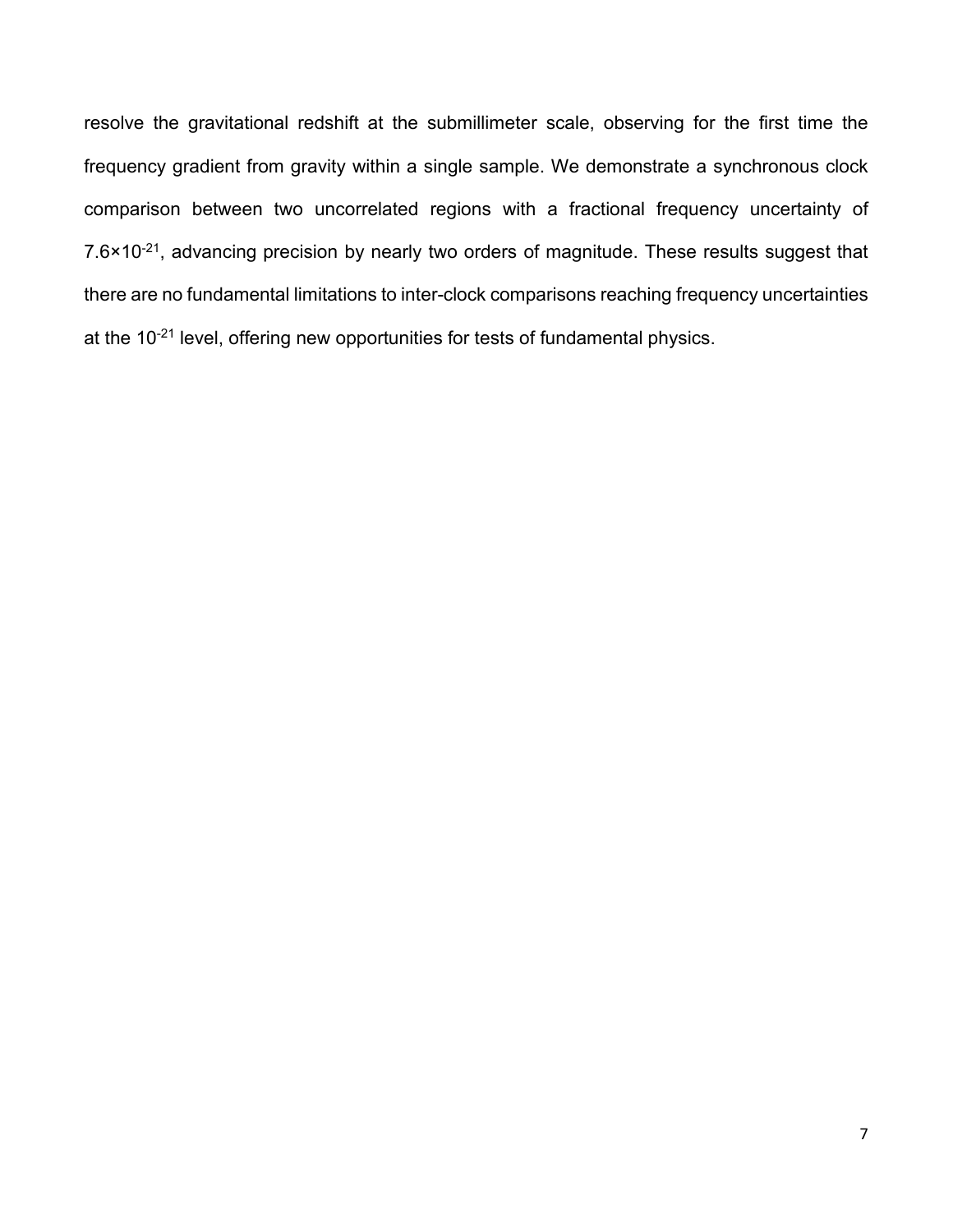resolve the gravitational redshift at the submillimeter scale, observing for the first time the frequency gradient from gravity within a single sample. We demonstrate a synchronous clock comparison between two uncorrelated regions with a fractional frequency uncertainty of $7.6\times10^{-21}$, advancing precision by nearly two orders of magnitude. These results suggest that there are no fundamental limitations to inter-clock comparisons reaching frequency uncertainties at the $10^{-21}$ level, offering new opportunities for tests of fundamental physics.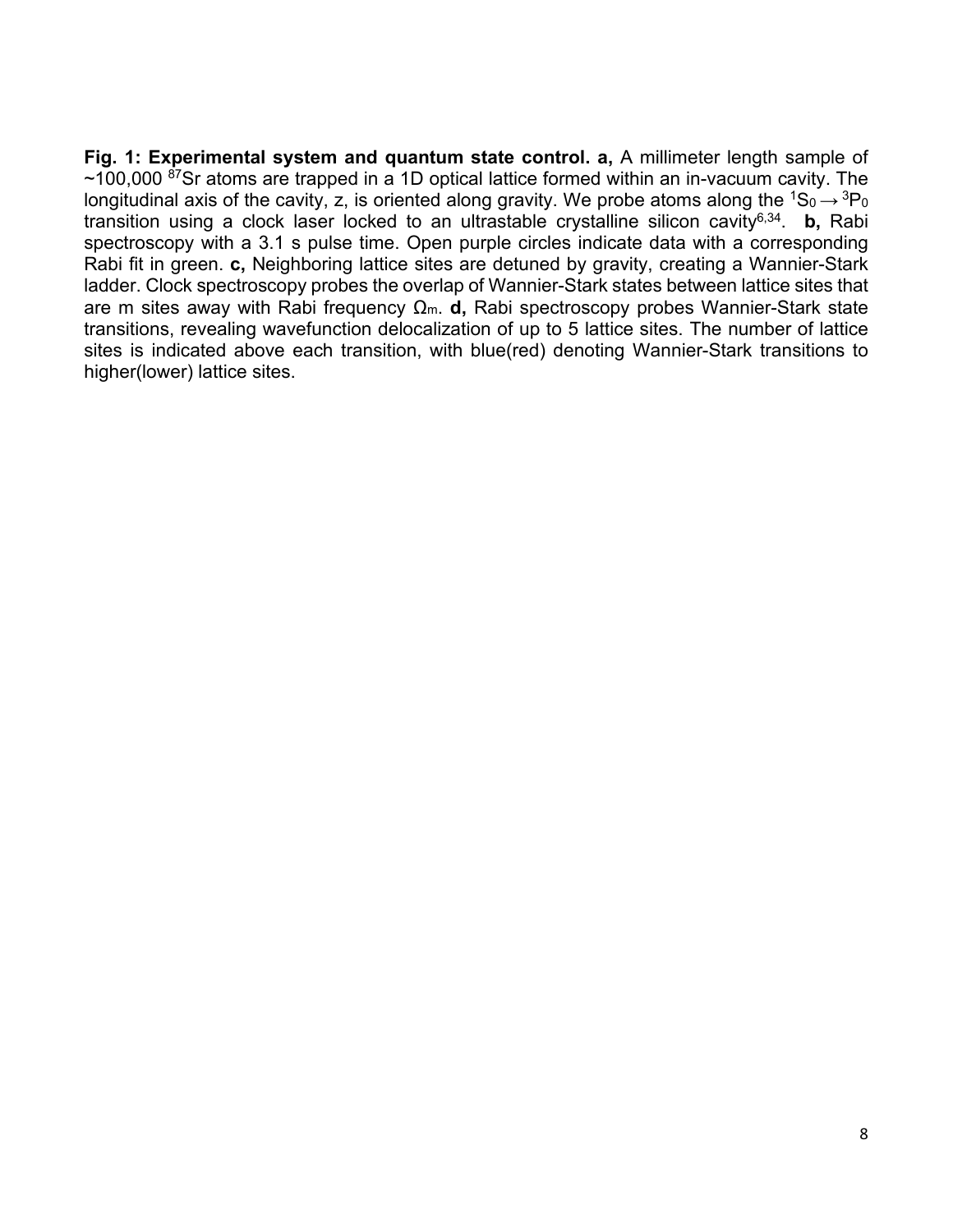**Fig. 1: Experimental system and quantum state control. a,** A millimeter length sample of ~100,000 $^{87}$Sr atoms are trapped in a 1D optical lattice formed within an in-vacuum cavity. The longitudinal axis of the cavity, z, is oriented along gravity. We probe atoms along the $^1S_0 \rightarrow {}^3P_0$ transition using a clock laser locked to an ultrastable crystalline silicon cavity[6,34]. **b,** Rabi spectroscopy with a 3.1 s pulse time. Open purple circles indicate data with a corresponding Rabi fit in green. **c,** Neighboring lattice sites are detuned by gravity, creating a Wannier-Stark ladder. Clock spectroscopy probes the overlap of Wannier-Stark states between lattice sites that are m sites away with Rabi frequency $\Omega_m$. **d,** Rabi spectroscopy probes Wannier-Stark state transitions, revealing wavefunction delocalization of up to 5 lattice sites. The number of lattice sites is indicated above each transition, with blue(red) denoting Wannier-Stark transitions to higher(lower) lattice sites.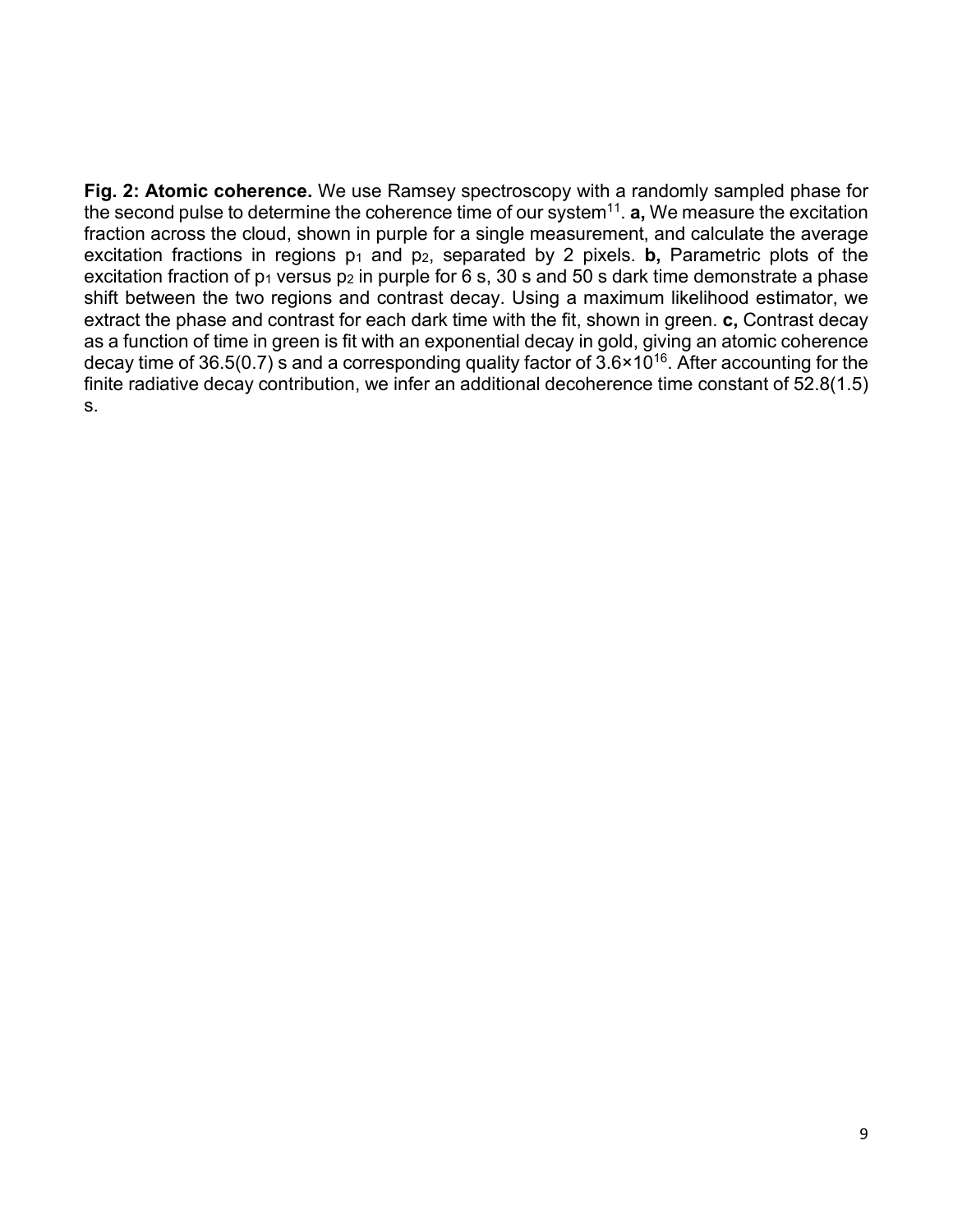**Fig. 2: Atomic coherence.** We use Ramsey spectroscopy with a randomly sampled phase for the second pulse to determine the coherence time of our system[11]. **a,** We measure the excitation fraction across the cloud, shown in purple for a single measurement, and calculate the average excitation fractions in regions $p_1$ and $p_2$, separated by 2 pixels. **b,** Parametric plots of the excitation fraction of $p_1$ versus $p_2$ in purple for 6 s, 30 s and 50 s dark time demonstrate a phase shift between the two regions and contrast decay. Using a maximum likelihood estimator, we extract the phase and contrast for each dark time with the fit, shown in green. **c,** Contrast decay as a function of time in green is fit with an exponential decay in gold, giving an atomic coherence decay time of 36.5(0.7) s and a corresponding quality factor of $3.6 \times 10^{16}$. After accounting for the finite radiative decay contribution, we infer an additional decoherence time constant of 52.8(1.5) s.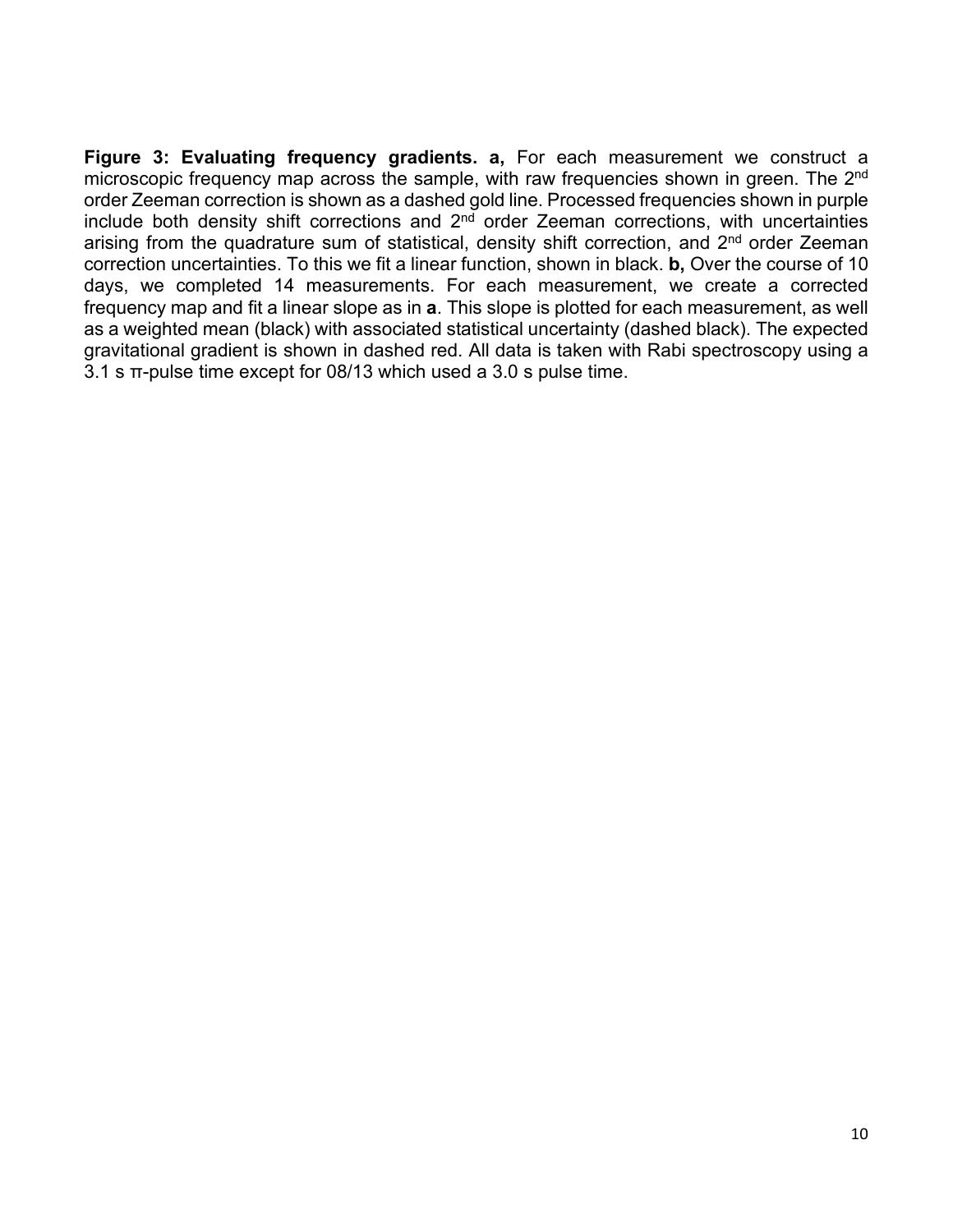**Figure 3: Evaluating frequency gradients. a,** For each measurement we construct a microscopic frequency map across the sample, with raw frequencies shown in green. The $2^{nd}$ order Zeeman correction is shown as a dashed gold line. Processed frequencies shown in purple include both density shift corrections and $2^{nd}$ order Zeeman corrections, with uncertainties arising from the quadrature sum of statistical, density shift correction, and $2^{nd}$ order Zeeman correction uncertainties. To this we fit a linear function, shown in black. **b,** Over the course of 10 days, we completed 14 measurements. For each measurement, we create a corrected frequency map and fit a linear slope as in **a**. This slope is plotted for each measurement, as well as a weighted mean (black) with associated statistical uncertainty (dashed black). The expected gravitational gradient is shown in dashed red. All data is taken with Rabi spectroscopy using a 3.1 s $\pi$-pulse time except for 08/13 which used a 3.0 s pulse time.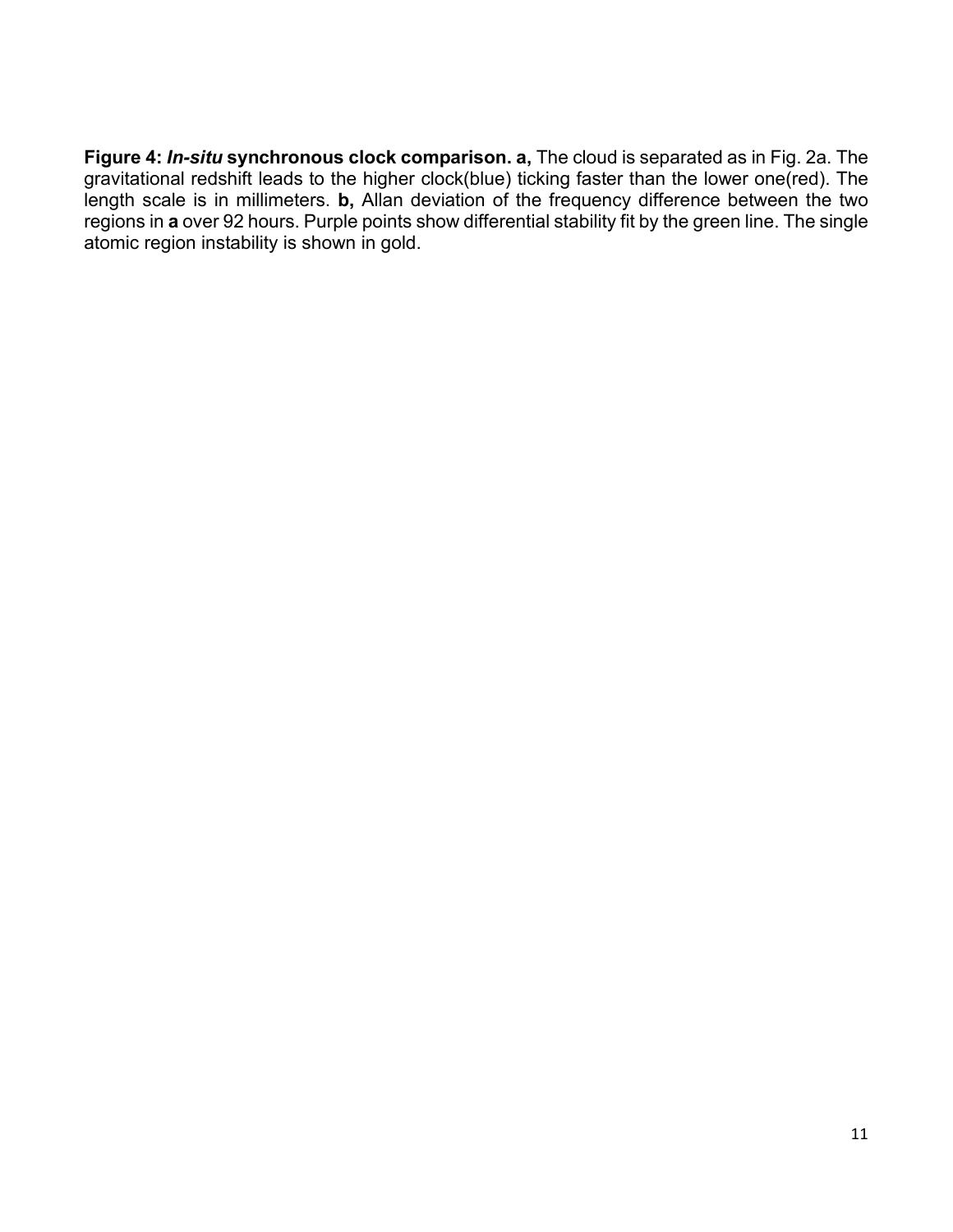**Figure 4: *In-situ* synchronous clock comparison. a,** The cloud is separated as in Fig. 2a. The gravitational redshift leads to the higher clock(blue) ticking faster than the lower one(red). The length scale is in millimeters. **b,** Allan deviation of the frequency difference between the two regions in **a** over 92 hours. Purple points show differential stability fit by the green line. The single atomic region instability is shown in gold.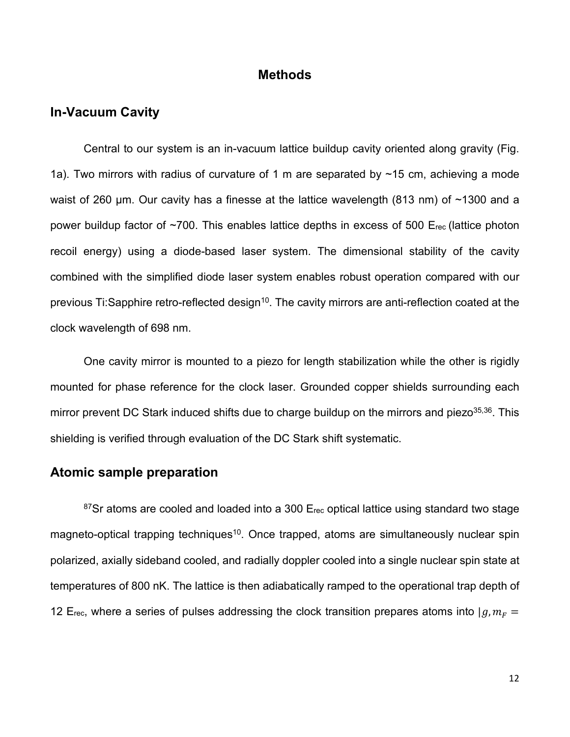# Methods

## In-Vacuum Cavity

Central to our system is an in-vacuum lattice buildup cavity oriented along gravity (Fig. 1a). Two mirrors with radius of curvature of 1 m are separated by ~15 cm, achieving a mode waist of 260 μm. Our cavity has a finesse at the lattice wavelength (813 nm) of ~1300 and a power buildup factor of ~700. This enables lattice depths in excess of 500 $E_{rec}$ (lattice photon recoil energy) using a diode-based laser system. The dimensional stability of the cavity combined with the simplified diode laser system enables robust operation compared with our previous Ti:Sapphire retro-reflected design[10]. The cavity mirrors are anti-reflection coated at the clock wavelength of 698 nm.

One cavity mirror is mounted to a piezo for length stabilization while the other is rigidly mounted for phase reference for the clock laser. Grounded copper shields surrounding each mirror prevent DC Stark induced shifts due to charge buildup on the mirrors and piezo[35,36]. This shielding is verified through evaluation of the DC Stark shift systematic.

## Atomic sample preparation

$^{87}$Sr atoms are cooled and loaded into a 300 $E_{rec}$ optical lattice using standard two stage magneto-optical trapping techniques[10]. Once trapped, atoms are simultaneously nuclear spin polarized, axially sideband cooled, and radially doppler cooled into a single nuclear spin state at temperatures of 800 nK. The lattice is then adiabatically ramped to the operational trap depth of 12 $E_{rec}$, where a series of pulses addressing the clock transition prepares atoms into $|g, m_F =$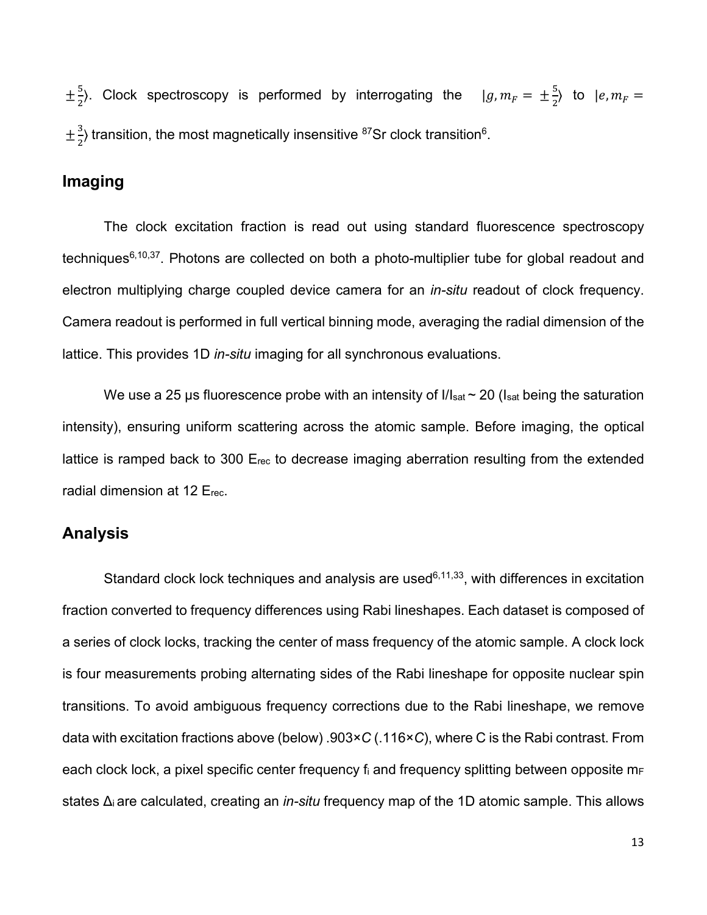$\pm\frac{5}{2}\rangle$. Clock spectroscopy is performed by interrogating the $|g, m_F = \pm\frac{5}{2}\rangle$ to $|e, m_F = \pm\frac{3}{2}\rangle$ transition, the most magnetically insensitive $^{87}$Sr clock transition[6].

## Imaging

The clock excitation fraction is read out using standard fluorescence spectroscopy techniques[6,10,37]. Photons are collected on both a photo-multiplier tube for global readout and electron multiplying charge coupled device camera for an *in-situ* readout of clock frequency. Camera readout is performed in full vertical binning mode, averaging the radial dimension of the lattice. This provides 1D *in-situ* imaging for all synchronous evaluations.

We use a 25 µs fluorescence probe with an intensity of $I/I_{sat} \sim 20$ ($I_{sat}$ being the saturation intensity), ensuring uniform scattering across the atomic sample. Before imaging, the optical lattice is ramped back to 300 $E_{rec}$ to decrease imaging aberration resulting from the extended radial dimension at 12 $E_{rec}$.

## Analysis

Standard clock lock techniques and analysis are used[6,11,33], with differences in excitation fraction converted to frequency differences using Rabi lineshapes. Each dataset is composed of a series of clock locks, tracking the center of mass frequency of the atomic sample. A clock lock is four measurements probing alternating sides of the Rabi lineshape for opposite nuclear spin transitions. To avoid ambiguous frequency corrections due to the Rabi lineshape, we remove data with excitation fractions above (below) .903×*C* (.116×*C*), where C is the Rabi contrast. From each clock lock, a pixel specific center frequency $f_i$ and frequency splitting between opposite $m_F$ states $\Delta_i$ are calculated, creating an *in-situ* frequency map of the 1D atomic sample. This allows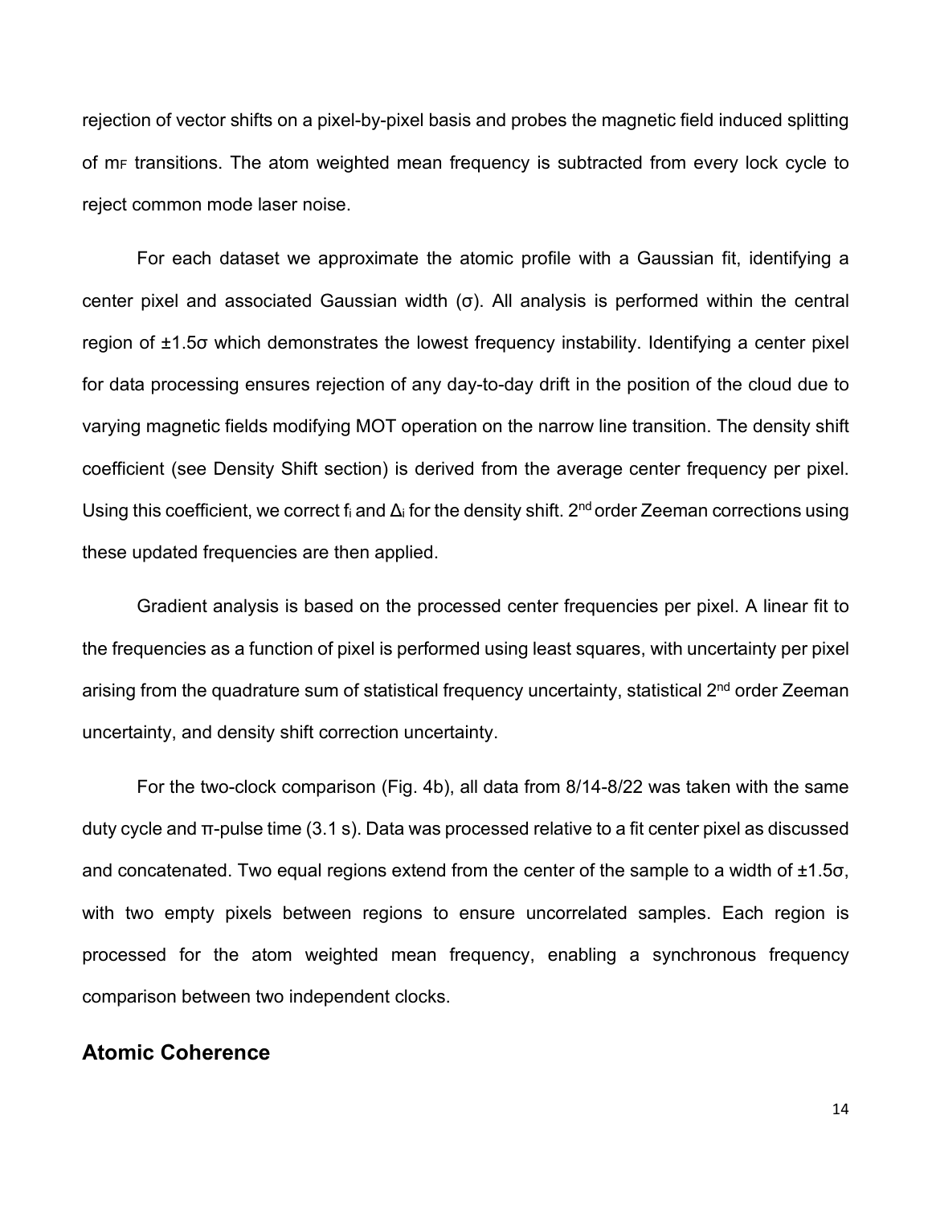rejection of vector shifts on a pixel-by-pixel basis and probes the magnetic field induced splitting of $m_F$ transitions. The atom weighted mean frequency is subtracted from every lock cycle to reject common mode laser noise.

For each dataset we approximate the atomic profile with a Gaussian fit, identifying a center pixel and associated Gaussian width (σ). All analysis is performed within the central region of ±1.5σ which demonstrates the lowest frequency instability. Identifying a center pixel for data processing ensures rejection of any day-to-day drift in the position of the cloud due to varying magnetic fields modifying MOT operation on the narrow line transition. The density shift coefficient (see Density Shift section) is derived from the average center frequency per pixel. Using this coefficient, we correct $f_i$ and $\Delta_i$ for the density shift. 2nd order Zeeman corrections using these updated frequencies are then applied.

Gradient analysis is based on the processed center frequencies per pixel. A linear fit to the frequencies as a function of pixel is performed using least squares, with uncertainty per pixel arising from the quadrature sum of statistical frequency uncertainty, statistical 2nd order Zeeman uncertainty, and density shift correction uncertainty.

For the two-clock comparison (Fig. 4b), all data from 8/14-8/22 was taken with the same duty cycle and π-pulse time (3.1 s). Data was processed relative to a fit center pixel as discussed and concatenated. Two equal regions extend from the center of the sample to a width of ±1.5σ, with two empty pixels between regions to ensure uncorrelated samples. Each region is processed for the atom weighted mean frequency, enabling a synchronous frequency comparison between two independent clocks.

## Atomic Coherence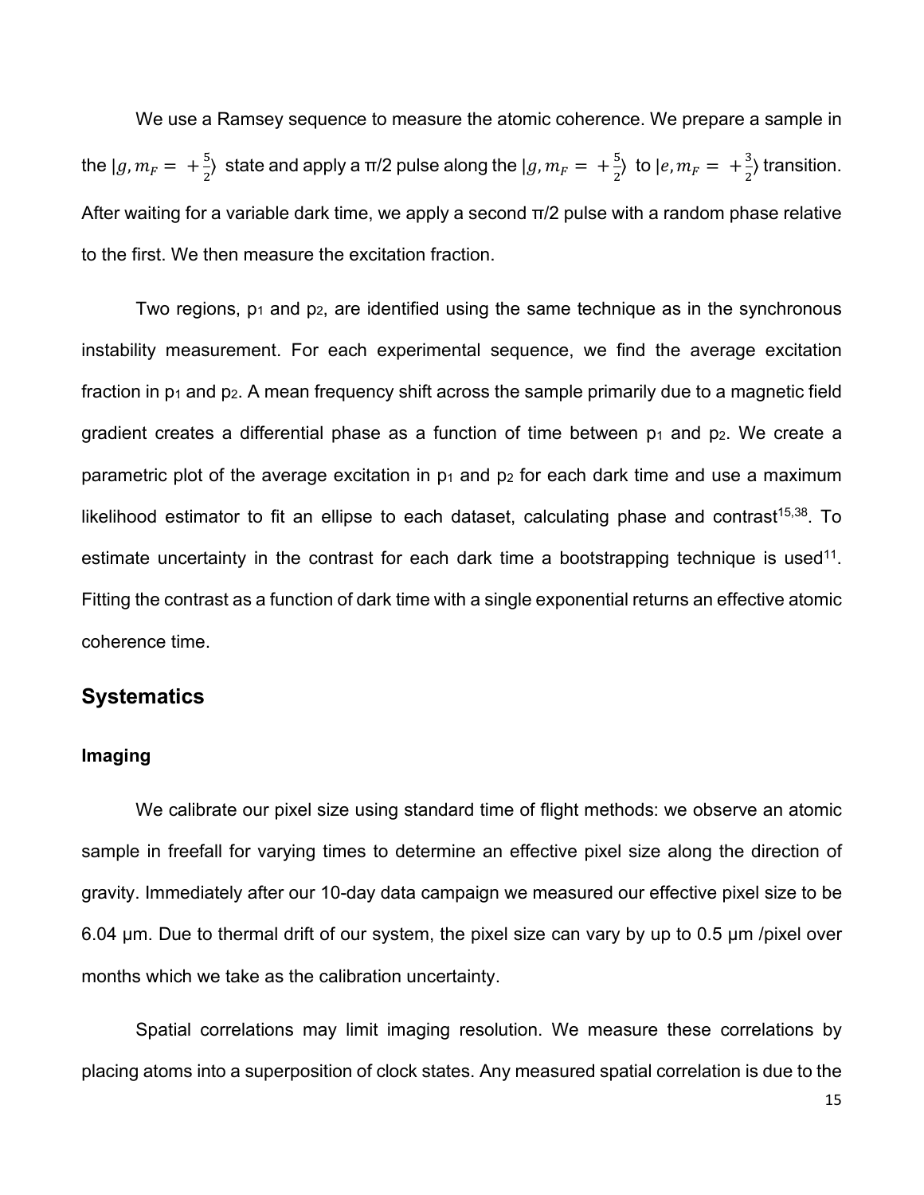We use a Ramsey sequence to measure the atomic coherence. We prepare a sample in the $|g, m_F = +\frac{5}{2}\rangle$ state and apply a π/2 pulse along the $|g, m_F = +\frac{5}{2}\rangle$ to $|e, m_F = +\frac{3}{2}\rangle$ transition. After waiting for a variable dark time, we apply a second π/2 pulse with a random phase relative to the first. We then measure the excitation fraction.

Two regions, $p_1$ and $p_2$, are identified using the same technique as in the synchronous instability measurement. For each experimental sequence, we find the average excitation fraction in $p_1$ and $p_2$. A mean frequency shift across the sample primarily due to a magnetic field gradient creates a differential phase as a function of time between $p_1$ and $p_2$. We create a parametric plot of the average excitation in $p_1$ and $p_2$ for each dark time and use a maximum likelihood estimator to fit an ellipse to each dataset, calculating phase and contrast[15,38]. To estimate uncertainty in the contrast for each dark time a bootstrapping technique is used[11]. Fitting the contrast as a function of dark time with a single exponential returns an effective atomic coherence time.

## Systematics

### Imaging

We calibrate our pixel size using standard time of flight methods: we observe an atomic sample in freefall for varying times to determine an effective pixel size along the direction of gravity. Immediately after our 10-day data campaign we measured our effective pixel size to be 6.04 μm. Due to thermal drift of our system, the pixel size can vary by up to 0.5 μm /pixel over months which we take as the calibration uncertainty.

Spatial correlations may limit imaging resolution. We measure these correlations by placing atoms into a superposition of clock states. Any measured spatial correlation is due to the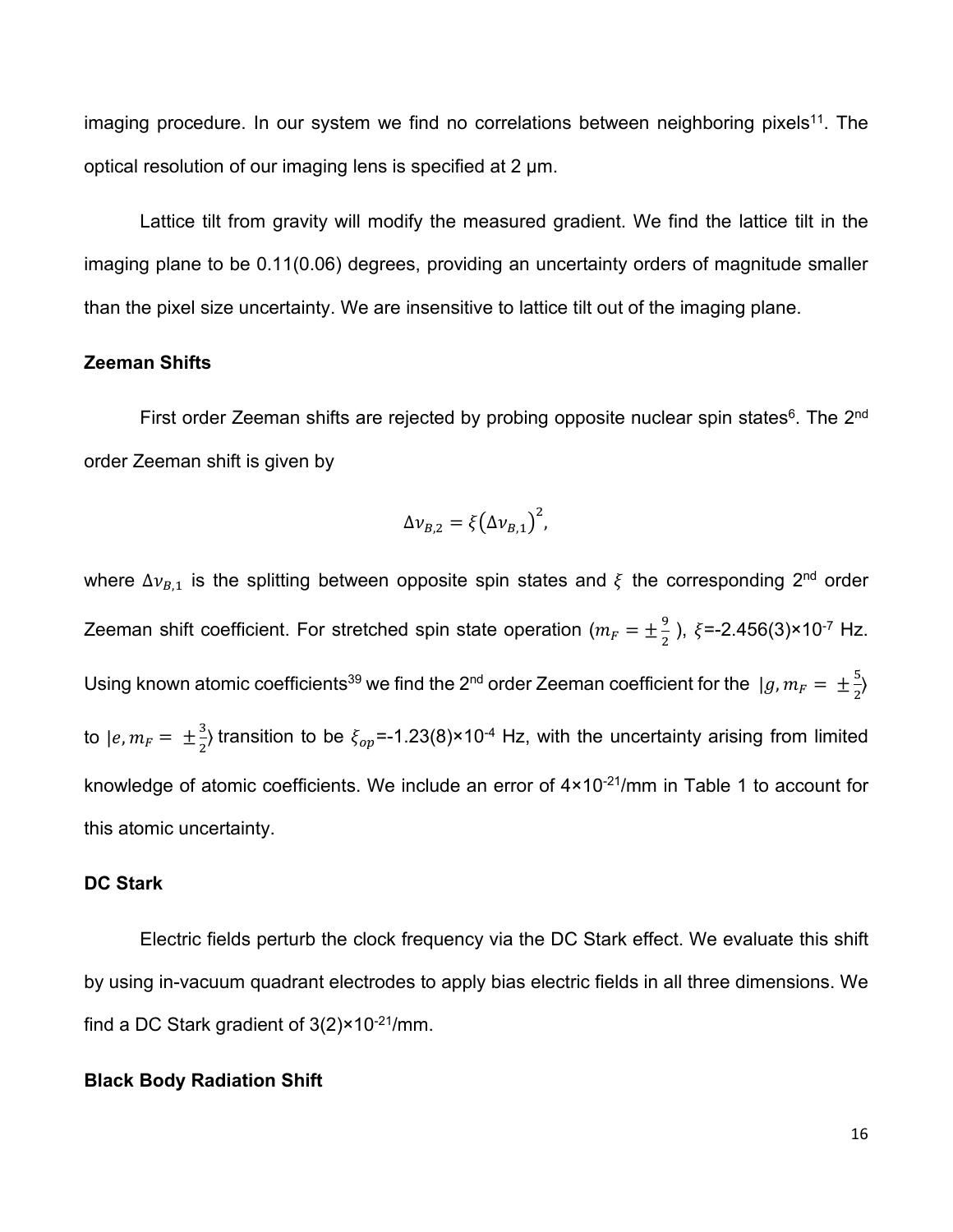imaging procedure. In our system we find no correlations between neighboring pixels[11]. The optical resolution of our imaging lens is specified at 2 μm.

Lattice tilt from gravity will modify the measured gradient. We find the lattice tilt in the imaging plane to be 0.11(0.06) degrees, providing an uncertainty orders of magnitude smaller than the pixel size uncertainty. We are insensitive to lattice tilt out of the imaging plane.

**Zeeman Shifts**

First order Zeeman shifts are rejected by probing opposite nuclear spin states[6]. The 2nd order Zeeman shift is given by

$$\Delta\nu_{B,2} = \xi\left(\Delta\nu_{B,1}\right)^2,$$

where $\Delta\nu_{B,1}$ is the splitting between opposite spin states and $\xi$ the corresponding 2nd order Zeeman shift coefficient. For stretched spin state operation ($m_F = \pm\frac{9}{2}$), $\xi$=-2.456(3)×10$^{-7}$ Hz. Using known atomic coefficients[39] we find the 2nd order Zeeman coefficient for the $|g, m_F = \pm\frac{5}{2}\rangle$ to $|e, m_F = \pm\frac{3}{2}\rangle$ transition to be $\xi_{op}$=-1.23(8)×10$^{-4}$ Hz, with the uncertainty arising from limited knowledge of atomic coefficients. We include an error of 4×10$^{-21}$/mm in Table 1 to account for this atomic uncertainty.

**DC Stark**

Electric fields perturb the clock frequency via the DC Stark effect. We evaluate this shift by using in-vacuum quadrant electrodes to apply bias electric fields in all three dimensions. We find a DC Stark gradient of 3(2)×10$^{-21}$/mm.

**Black Body Radiation Shift**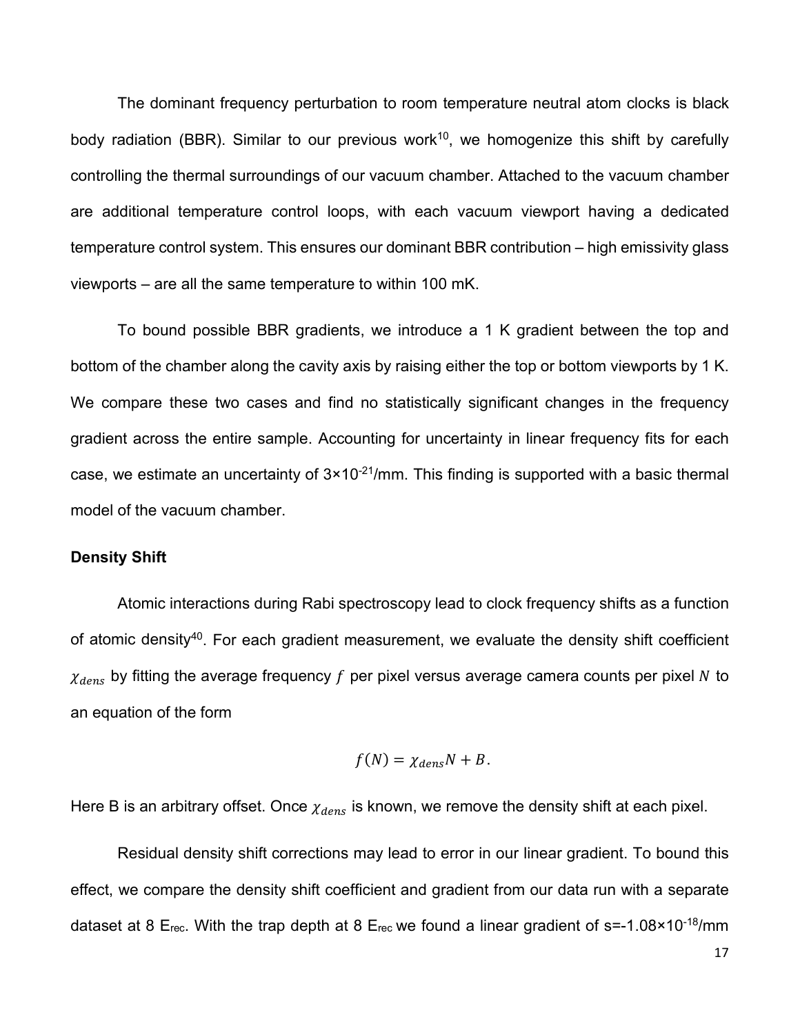The dominant frequency perturbation to room temperature neutral atom clocks is black body radiation (BBR). Similar to our previous work[10], we homogenize this shift by carefully controlling the thermal surroundings of our vacuum chamber. Attached to the vacuum chamber are additional temperature control loops, with each vacuum viewport having a dedicated temperature control system. This ensures our dominant BBR contribution – high emissivity glass viewports – are all the same temperature to within 100 mK.

To bound possible BBR gradients, we introduce a 1 K gradient between the top and bottom of the chamber along the cavity axis by raising either the top or bottom viewports by 1 K. We compare these two cases and find no statistically significant changes in the frequency gradient across the entire sample. Accounting for uncertainty in linear frequency fits for each case, we estimate an uncertainty of $3\times10^{-21}$/mm. This finding is supported with a basic thermal model of the vacuum chamber.

**Density Shift**

Atomic interactions during Rabi spectroscopy lead to clock frequency shifts as a function of atomic density[40]. For each gradient measurement, we evaluate the density shift coefficient $\chi_{dens}$ by fitting the average frequency $f$ per pixel versus average camera counts per pixel $N$ to an equation of the form

$$f(N) = \chi_{dens}N + B.$$

Here B is an arbitrary offset. Once $\chi_{dens}$ is known, we remove the density shift at each pixel.

Residual density shift corrections may lead to error in our linear gradient. To bound this effect, we compare the density shift coefficient and gradient from our data run with a separate dataset at 8 $E_{rec}$. With the trap depth at 8 $E_{rec}$ we found a linear gradient of $s=-1.08\times10^{-18}$/mm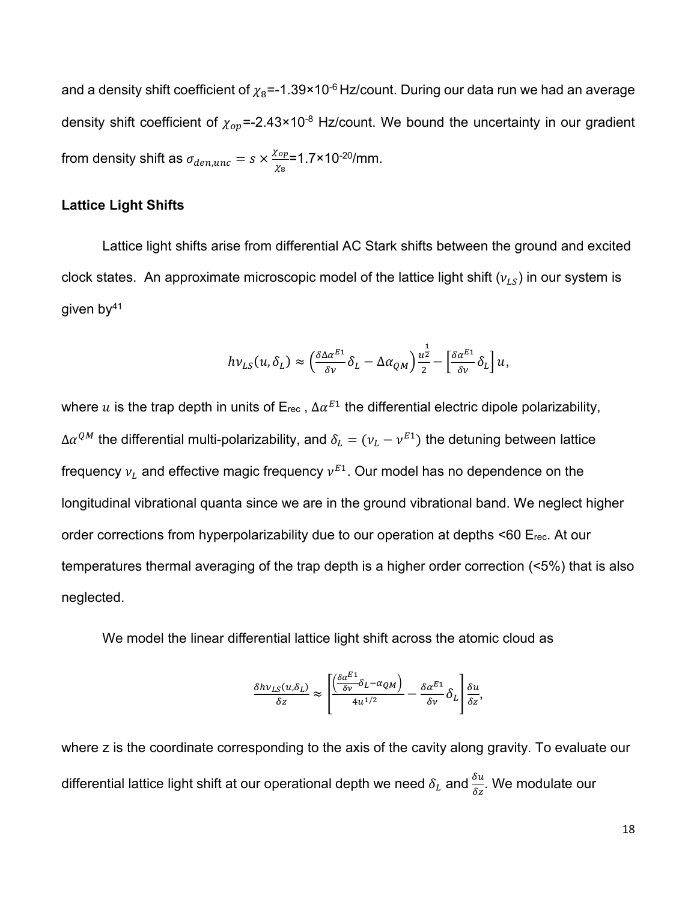and a density shift coefficient of $\chi_8$=-1.39×10$^{-6}$ Hz/count. During our data run we had an average density shift coefficient of $\chi_{op}$=-2.43×10$^{-8}$ Hz/count. We bound the uncertainty in our gradient from density shift as $\sigma_{den,unc} = s \times \frac{\chi_{op}}{\chi_8}$=1.7×10$^{-20}$/mm.

**Lattice Light Shifts**

Lattice light shifts arise from differential AC Stark shifts between the ground and excited clock states. An approximate microscopic model of the lattice light shift ($\nu_{LS}$) in our system is given by[41]

$$h\nu_{LS}(u, \delta_L) \approx \left(\frac{\delta\Delta\alpha^{E1}}{\delta\nu}\delta_L - \Delta\alpha_{QM}\right)\frac{u^{\frac{1}{2}}}{2} - \left[\frac{\delta\alpha^{E1}}{\delta\nu}\delta_L\right]u,$$

where $u$ is the trap depth in units of $E_{rec}$ , $\Delta\alpha^{E1}$ the differential electric dipole polarizability, $\Delta\alpha^{QM}$ the differential multi-polarizability, and $\delta_L = (\nu_L - \nu^{E1})$ the detuning between lattice frequency $\nu_L$ and effective magic frequency $\nu^{E1}$. Our model has no dependence on the longitudinal vibrational quanta since we are in the ground vibrational band. We neglect higher order corrections from hyperpolarizability due to our operation at depths <60 $E_{rec}$. At our temperatures thermal averaging of the trap depth is a higher order correction (<5%) that is also neglected.

We model the linear differential lattice light shift across the atomic cloud as

$$\frac{\delta h\nu_{LS}(u,\delta_L)}{\delta z} \approx \left[\frac{\left(\frac{\delta\alpha^{E1}}{\delta\nu}\delta_L - \alpha_{QM}\right)}{4u^{1/2}} - \frac{\delta\alpha^{E1}}{\delta\nu}\delta_L\right]\frac{\delta u}{\delta z},$$

where z is the coordinate corresponding to the axis of the cavity along gravity. To evaluate our differential lattice light shift at our operational depth we need $\delta_L$ and $\frac{\delta u}{\delta z}$. We modulate our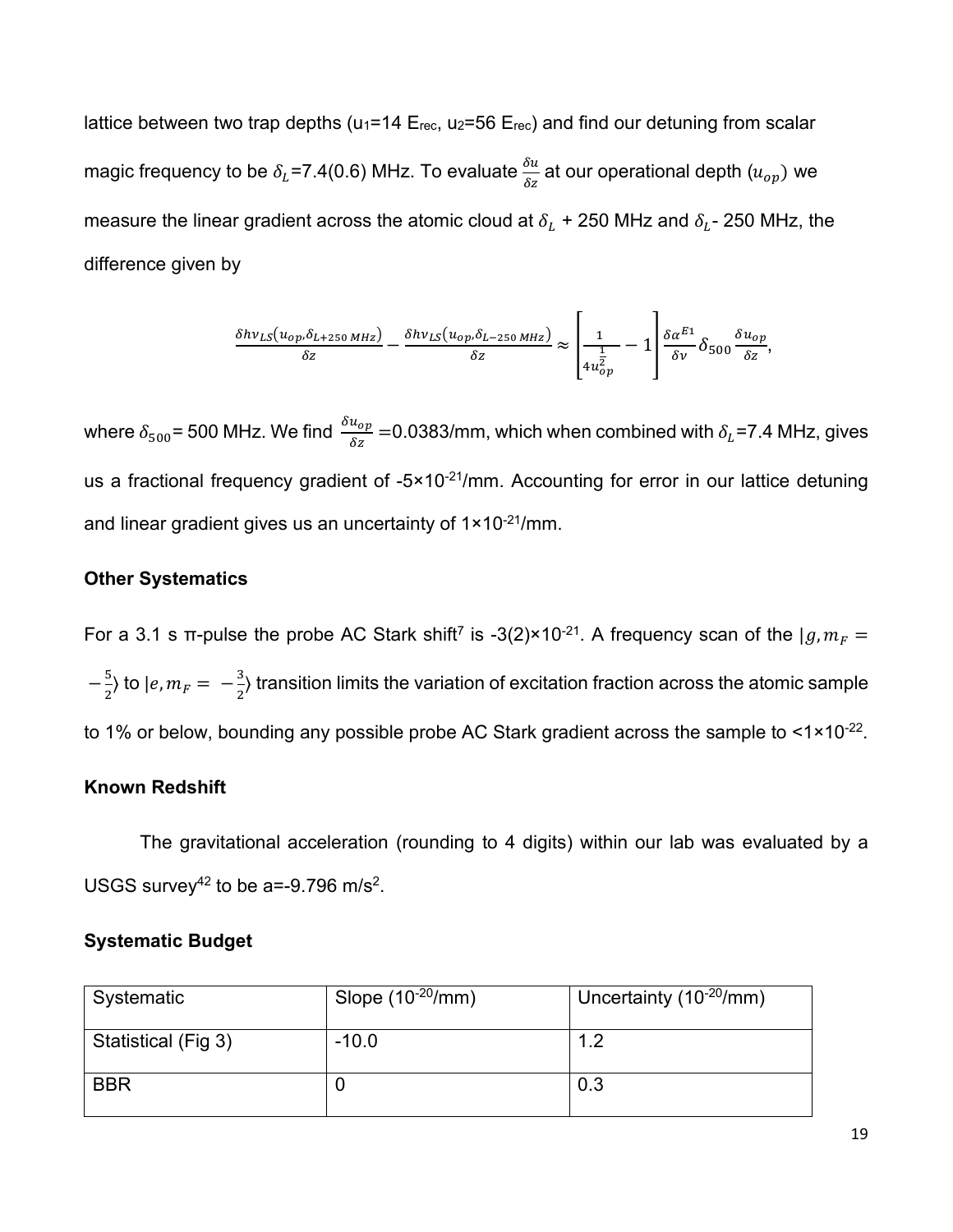lattice between two trap depths ($u_1$=14 $E_{rec}$, $u_2$=56 $E_{rec}$) and find our detuning from scalar magic frequency to be $\delta_L$=7.4(0.6) MHz. To evaluate $\frac{\delta u}{\delta z}$ at our operational depth ($u_{op}$) we measure the linear gradient across the atomic cloud at $\delta_L$ + 250 MHz and $\delta_L$- 250 MHz, the difference given by

$$\frac{\delta h\nu_{LS}(u_{op},\delta_{L+250\,MHz})}{\delta z} - \frac{\delta h\nu_{LS}(u_{op},\delta_{L-250\,MHz})}{\delta z} \approx \left[\frac{1}{4u_{op}^{\frac{1}{2}}} - 1\right]\frac{\delta\alpha^{E1}}{\delta\nu}\delta_{500}\frac{\delta u_{op}}{\delta z},$$

where $\delta_{500}$= 500 MHz. We find $\frac{\delta u_{op}}{\delta z}$ =0.0383/mm, which when combined with $\delta_L$=7.4 MHz, gives us a fractional frequency gradient of -5×10$^{-21}$/mm. Accounting for error in our lattice detuning and linear gradient gives us an uncertainty of 1×10$^{-21}$/mm.

### Other Systematics

For a 3.1 s π-pulse the probe AC Stark shift[7] is -3(2)×10$^{-21}$. A frequency scan of the $|g, m_F = -\frac{5}{2}\rangle$ to $|e, m_F = -\frac{3}{2}\rangle$ transition limits the variation of excitation fraction across the atomic sample to 1% or below, bounding any possible probe AC Stark gradient across the sample to <1×10$^{-22}$.

### Known Redshift

The gravitational acceleration (rounding to 4 digits) within our lab was evaluated by a USGS survey[42] to be a=-9.796 m/s$^2$.

### Systematic Budget

| Systematic | Slope (10$^{-20}$/mm) | Uncertainty (10$^{-20}$/mm) |
|---|---|---|
| Statistical (Fig 3) | -10.0 | 1.2 |
| BBR | 0 | 0.3 |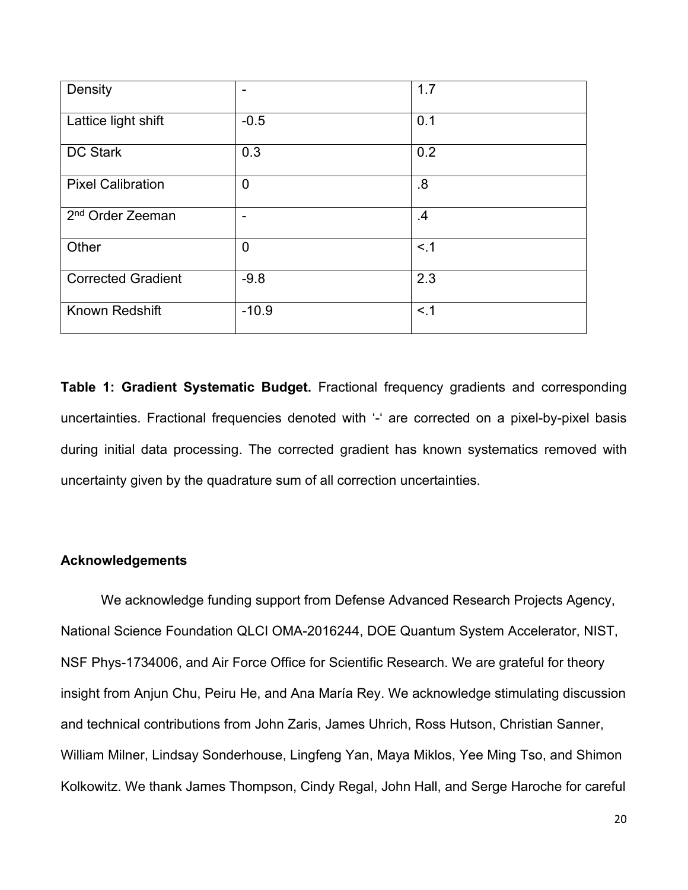| Density | - | 1.7 |
|---|---|---|
| Lattice light shift | -0.5 | 0.1 |
| DC Stark | 0.3 | 0.2 |
| Pixel Calibration | 0 | .8 |
| $2^{nd}$ Order Zeeman | - | .4 |
| Other | 0 | <.1 |
| Corrected Gradient | -9.8 | 2.3 |
| Known Redshift | -10.9 | <.1 |

**Table 1: Gradient Systematic Budget.** Fractional frequency gradients and corresponding uncertainties. Fractional frequencies denoted with '-' are corrected on a pixel-by-pixel basis during initial data processing. The corrected gradient has known systematics removed with uncertainty given by the quadrature sum of all correction uncertainties.

**Acknowledgements**

We acknowledge funding support from Defense Advanced Research Projects Agency, National Science Foundation QLCI OMA-2016244, DOE Quantum System Accelerator, NIST, NSF Phys-1734006, and Air Force Office for Scientific Research. We are grateful for theory insight from Anjun Chu, Peiru He, and Ana María Rey. We acknowledge stimulating discussion and technical contributions from John Zaris, James Uhrich, Ross Hutson, Christian Sanner, William Milner, Lindsay Sonderhouse, Lingfeng Yan, Maya Miklos, Yee Ming Tso, and Shimon Kolkowitz. We thank James Thompson, Cindy Regal, John Hall, and Serge Haroche for careful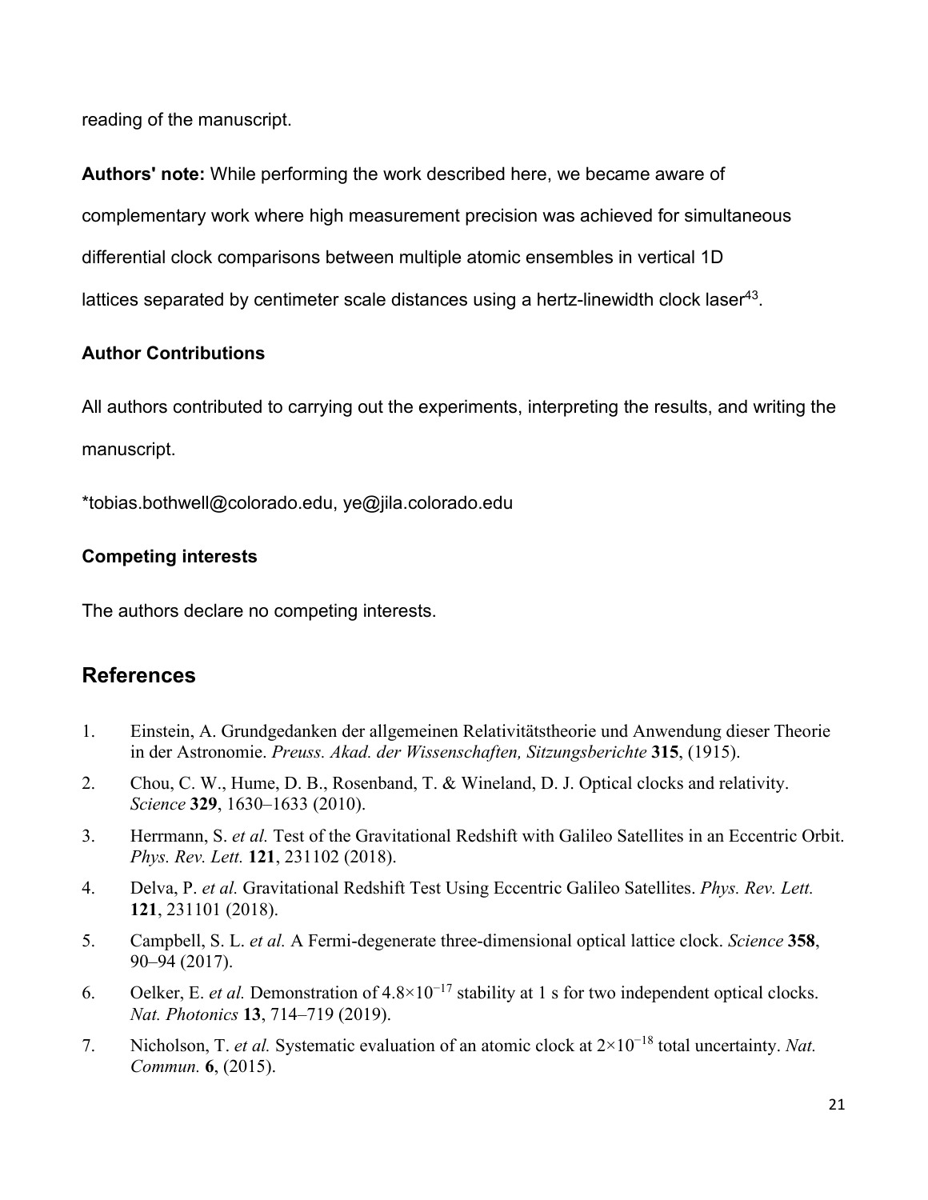reading of the manuscript.

**Authors' note:** While performing the work described here, we became aware of complementary work where high measurement precision was achieved for simultaneous differential clock comparisons between multiple atomic ensembles in vertical 1D lattices separated by centimeter scale distances using a hertz-linewidth clock laser[43].

**Author Contributions**

All authors contributed to carrying out the experiments, interpreting the results, and writing the manuscript.

*tobias.bothwell@colorado.edu, ye@jila.colorado.edu

**Competing interests**

The authors declare no competing interests.

## References

1. Einstein, A. Grundgedanken der allgemeinen Relativitätstheorie und Anwendung dieser Theorie in der Astronomie. *Preuss. Akad. der Wissenschaften, Sitzungsberichte* **315**, (1915).
2. Chou, C. W., Hume, D. B., Rosenband, T. & Wineland, D. J. Optical clocks and relativity. *Science* **329**, 1630–1633 (2010).
3. Herrmann, S. *et al.* Test of the Gravitational Redshift with Galileo Satellites in an Eccentric Orbit. *Phys. Rev. Lett.* **121**, 231102 (2018).
4. Delva, P. *et al.* Gravitational Redshift Test Using Eccentric Galileo Satellites. *Phys. Rev. Lett.* **121**, 231101 (2018).
5. Campbell, S. L. *et al.* A Fermi-degenerate three-dimensional optical lattice clock. *Science* **358**, 90–94 (2017).
6. Oelker, E. *et al.* Demonstration of $4.8\times10^{-17}$ stability at 1 s for two independent optical clocks. *Nat. Photonics* **13**, 714–719 (2019).
7. Nicholson, T. *et al.* Systematic evaluation of an atomic clock at $2\times10^{-18}$ total uncertainty. *Nat. Commun.* **6**, (2015).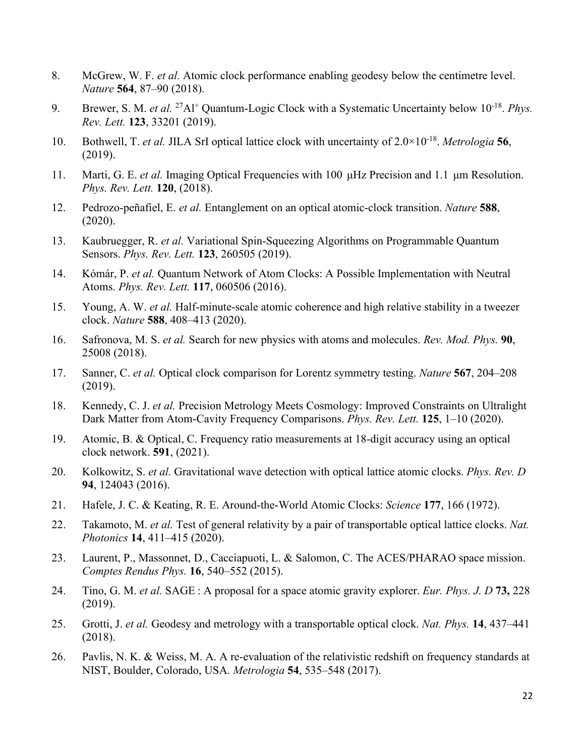8. McGrew, W. F. *et al.* Atomic clock performance enabling geodesy below the centimetre level. *Nature* **564**, 87–90 (2018).

9. Brewer, S. M. *et al.* $^{27}Al^{+}$ Quantum-Logic Clock with a Systematic Uncertainty below $10^{-18}$. *Phys. Rev. Lett.* **123**, 33201 (2019).

10. Bothwell, T. *et al.* JILA SrI optical lattice clock with uncertainty of $2.0\times10^{-18}$. *Metrologia* **56**, (2019).

11. Marti, G. E. *et al.* Imaging Optical Frequencies with 100 μHz Precision and 1.1 μm Resolution. *Phys. Rev. Lett.* **120**, (2018).

12. Pedrozo-peñafiel, E. *et al.* Entanglement on an optical atomic-clock transition. *Nature* **588**, (2020).

13. Kaubruegger, R. *et al.* Variational Spin-Squeezing Algorithms on Programmable Quantum Sensors. *Phys. Rev. Lett.* **123**, 260505 (2019).

14. Kómár, P. *et al.* Quantum Network of Atom Clocks: A Possible Implementation with Neutral Atoms. *Phys. Rev. Lett.* **117**, 060506 (2016).

15. Young, A. W. *et al.* Half-minute-scale atomic coherence and high relative stability in a tweezer clock. *Nature* **588**, 408–413 (2020).

16. Safronova, M. S. *et al.* Search for new physics with atoms and molecules. *Rev. Mod. Phys.* **90**, 25008 (2018).

17. Sanner, C. *et al.* Optical clock comparison for Lorentz symmetry testing. *Nature* **567**, 204–208 (2019).

18. Kennedy, C. J. *et al.* Precision Metrology Meets Cosmology: Improved Constraints on Ultralight Dark Matter from Atom-Cavity Frequency Comparisons. *Phys. Rev. Lett.* **125**, 1–10 (2020).

19. Atomic, B. & Optical, C. Frequency ratio measurements at 18-digit accuracy using an optical clock network. **591**, (2021).

20. Kolkowitz, S. *et al.* Gravitational wave detection with optical lattice atomic clocks. *Phys. Rev. D* **94**, 124043 (2016).

21. Hafele, J. C. & Keating, R. E. Around-the-World Atomic Clocks: *Science* **177**, 166 (1972).

22. Takamoto, M. *et al.* Test of general relativity by a pair of transportable optical lattice clocks. *Nat. Photonics* **14**, 411–415 (2020).

23. Laurent, P., Massonnet, D., Cacciapuoti, L. & Salomon, C. The ACES/PHARAO space mission. *Comptes Rendus Phys.* **16**, 540–552 (2015).

24. Tino, G. M. *et al.* SAGE : A proposal for a space atomic gravity explorer. *Eur. Phys. J. D* **73,** 228 (2019).

25. Grotti, J. *et al.* Geodesy and metrology with a transportable optical clock. *Nat. Phys.* **14**, 437–441 (2018).

26. Pavlis, N. K. & Weiss, M. A. A re-evaluation of the relativistic redshift on frequency standards at NIST, Boulder, Colorado, USA. *Metrologia* **54**, 535–548 (2017).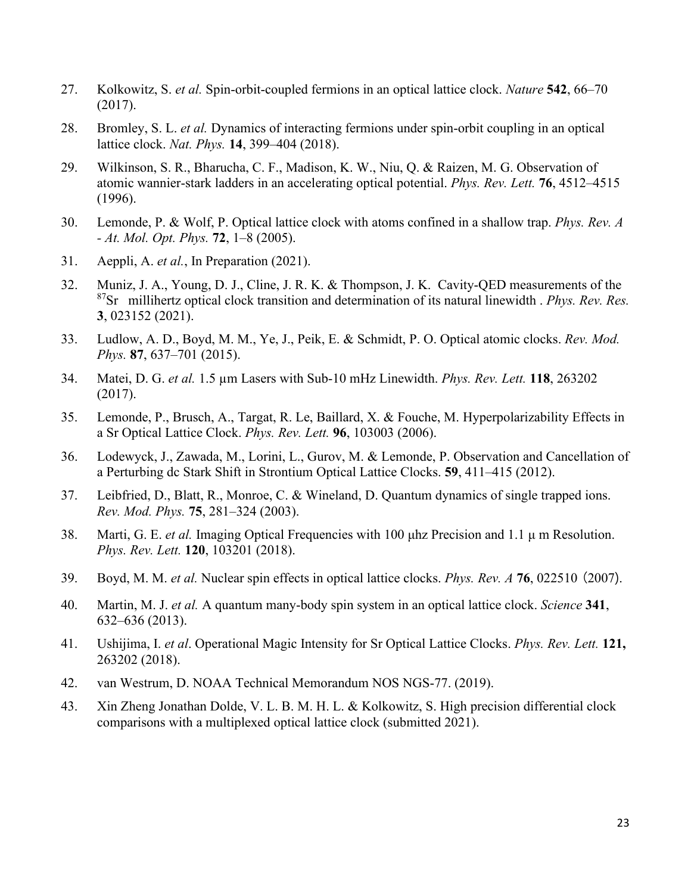27. Kolkowitz, S. *et al.* Spin-orbit-coupled fermions in an optical lattice clock. *Nature* **542**, 66–70 (2017).

28. Bromley, S. L. *et al.* Dynamics of interacting fermions under spin-orbit coupling in an optical lattice clock. *Nat. Phys.* **14**, 399–404 (2018).

29. Wilkinson, S. R., Bharucha, C. F., Madison, K. W., Niu, Q. & Raizen, M. G. Observation of atomic wannier-stark ladders in an accelerating optical potential. *Phys. Rev. Lett.* **76**, 4512–4515 (1996).

30. Lemonde, P. & Wolf, P. Optical lattice clock with atoms confined in a shallow trap. *Phys. Rev. A - At. Mol. Opt. Phys.* **72**, 1–8 (2005).

31. Aeppli, A. *et al.*, In Preparation (2021).

32. Muniz, J. A., Young, D. J., Cline, J. R. K. & Thompson, J. K. Cavity-QED measurements of the $^{87}$Sr millihertz optical clock transition and determination of its natural linewidth . *Phys. Rev. Res.* **3**, 023152 (2021).

33. Ludlow, A. D., Boyd, M. M., Ye, J., Peik, E. & Schmidt, P. O. Optical atomic clocks. *Rev. Mod. Phys.* **87**, 637–701 (2015).

34. Matei, D. G. *et al.* 1.5 µm Lasers with Sub-10 mHz Linewidth. *Phys. Rev. Lett.* **118**, 263202 (2017).

35. Lemonde, P., Brusch, A., Targat, R. Le, Baillard, X. & Fouche, M. Hyperpolarizability Effects in a Sr Optical Lattice Clock. *Phys. Rev. Lett.* **96**, 103003 (2006).

36. Lodewyck, J., Zawada, M., Lorini, L., Gurov, M. & Lemonde, P. Observation and Cancellation of a Perturbing dc Stark Shift in Strontium Optical Lattice Clocks. **59**, 411–415 (2012).

37. Leibfried, D., Blatt, R., Monroe, C. & Wineland, D. Quantum dynamics of single trapped ions. *Rev. Mod. Phys.* **75**, 281–324 (2003).

38. Marti, G. E. *et al.* Imaging Optical Frequencies with 100 µhz Precision and 1.1 µ m Resolution. *Phys. Rev. Lett.* **120**, 103201 (2018).

39. Boyd, M. M. *et al.* Nuclear spin effects in optical lattice clocks. *Phys. Rev. A* **76**, 022510（2007).

40. Martin, M. J. *et al.* A quantum many-body spin system in an optical lattice clock. *Science* **341**, 632–636 (2013).

41. Ushijima, I. *et al*. Operational Magic Intensity for Sr Optical Lattice Clocks. *Phys. Rev. Lett.* **121,** 263202 (2018).

42. van Westrum, D. NOAA Technical Memorandum NOS NGS-77. (2019).

43. Xin Zheng Jonathan Dolde, V. L. B. M. H. L. & Kolkowitz, S. High precision differential clock comparisons with a multiplexed optical lattice clock (submitted 2021).